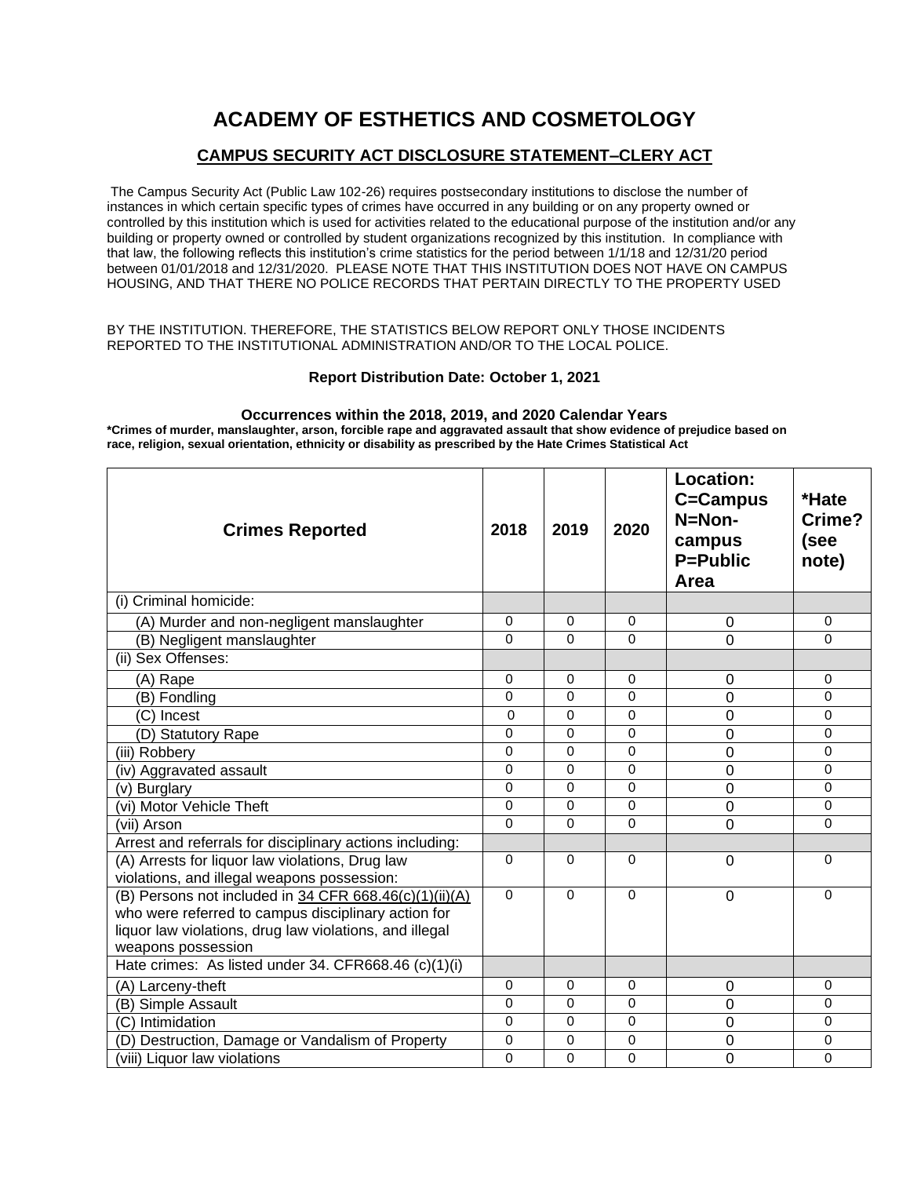# ACADEMY OF ESTHETICS AND COSMETOLOGY

## CAMPUS SECURITY ACT DISCLOSURE STATEMENT–CLERY ACT

The Campus Security Act (Public Law 102-26) requires postsecondary institutions to disclose the number of instances in which certain specific types of crimes have occurred in any building or on any property owned or controlled by this institution which is used for activities related to the educational purpose of the institution and/or any building or property owned or controlled by student organizations recognized by this institution. In compliance with that law, the following reflects this institution's crime statistics for the period between 1/1/18 and 12/31/20 period between 01/01/2018 and 12/31/2020. PLEASE NOTE THAT THIS INSTITUTION DOES NOT HAVE ON CAMPUS HOUSING, AND THAT THERE NO POLICE RECORDS THAT PERTAIN DIRECTLY TO THE PROPERTY USED

BY THE INSTITUTION. THEREFORE, THE STATISTICS BELOW REPORT ONLY THOSE INCIDENTS REPORTED TO THE INSTITUTIONAL ADMINISTRATION AND/OR TO THE LOCAL POLICE.

**Report Distribution Date: October 1, 2021**

**Occurrences within the 2018, 2019, and 2020 Calendar Years**

**\*Crimes of murder, manslaughter, arson, forcible rape and aggravated assault that show evidence of prejudice based on race, religion, sexual orientation, ethnicity or disability as prescribed by the Hate Crimes Statistical Act**

| Crimes Reported | 2018 | 2019 | 2020 | Location: C=Campus N=Non-campus P=Public Area | *Hate Crime? (see note) |
|---|---|---|---|---|---|
| (i) Criminal homicide: | | | | | |
| (A) Murder and non-negligent manslaughter | 0 | 0 | 0 | 0 | 0 |
| (B) Negligent manslaughter | 0 | 0 | 0 | 0 | 0 |
| (ii) Sex Offenses: | | | | | |
| (A) Rape | 0 | 0 | 0 | 0 | 0 |
| (B) Fondling | 0 | 0 | 0 | 0 | 0 |
| (C) Incest | 0 | 0 | 0 | 0 | 0 |
| (D) Statutory Rape | 0 | 0 | 0 | 0 | 0 |
| (iii) Robbery | 0 | 0 | 0 | 0 | 0 |
| (iv) Aggravated assault | 0 | 0 | 0 | 0 | 0 |
| (v) Burglary | 0 | 0 | 0 | 0 | 0 |
| (vi) Motor Vehicle Theft | 0 | 0 | 0 | 0 | 0 |
| (vii) Arson | 0 | 0 | 0 | 0 | 0 |
| Arrest and referrals for disciplinary actions including: | | | | | |
| (A) Arrests for liquor law violations, Drug law violations, and illegal weapons possession: | 0 | 0 | 0 | 0 | 0 |
| (B) Persons not included in 34 CFR 668.46(c)(1)(ii)(A) who were referred to campus disciplinary action for liquor law violations, drug law violations, and illegal weapons possession | 0 | 0 | 0 | 0 | 0 |
| Hate crimes: As listed under 34. CFR668.46 (c)(1)(i) | | | | | |
| (A) Larceny-theft | 0 | 0 | 0 | 0 | 0 |
| (B) Simple Assault | 0 | 0 | 0 | 0 | 0 |
| (C) Intimidation | 0 | 0 | 0 | 0 | 0 |
| (D) Destruction, Damage or Vandalism of Property | 0 | 0 | 0 | 0 | 0 |
| (viii) Liquor law violations | 0 | 0 | 0 | 0 | 0 |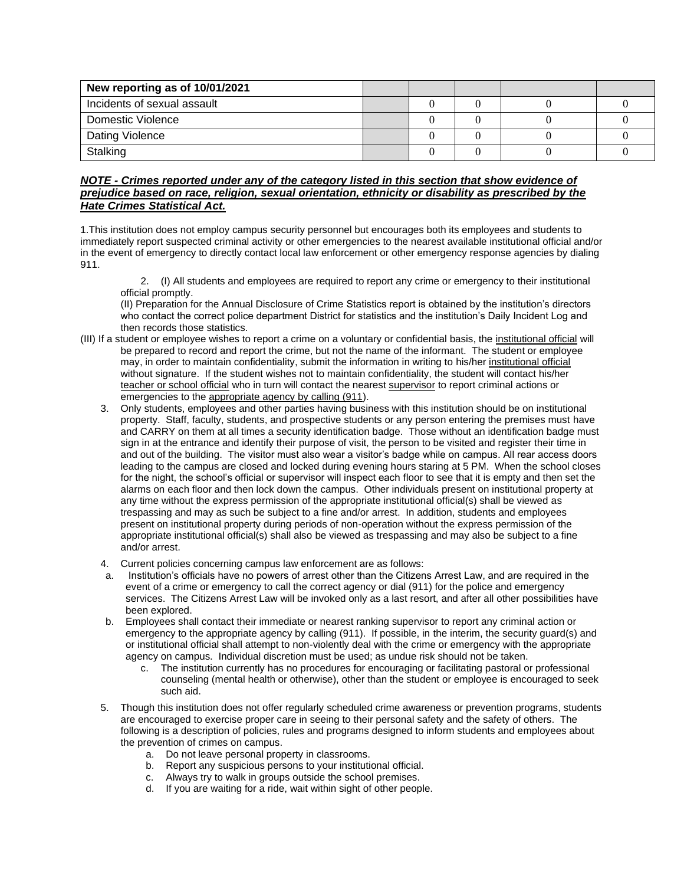| New reporting as of 10/01/2021 | | | | | |
|---|---|---|---|---|---|
| Incidents of sexual assault | | 0 | 0 | 0 | 0 |
| Domestic Violence | | 0 | 0 | 0 | 0 |
| Dating Violence | | 0 | 0 | 0 | 0 |
| Stalking | | 0 | 0 | 0 | 0 |

***NOTE - Crimes reported under any of the category listed in this section that show evidence of prejudice based on race, religion, sexual orientation, ethnicity or disability as prescribed by the Hate Crimes Statistical Act.***

1.This institution does not employ campus security personnel but encourages both its employees and students to immediately report suspected criminal activity or other emergencies to the nearest available institutional official and/or in the event of emergency to directly contact local law enforcement or other emergency response agencies by dialing 911.

2. (I) All students and employees are required to report any crime or emergency to their institutional official promptly.

(II) Preparation for the Annual Disclosure of Crime Statistics report is obtained by the institution's directors who contact the correct police department District for statistics and the institution's Daily Incident Log and then records those statistics.

(III) If a student or employee wishes to report a crime on a voluntary or confidential basis, the institutional official will be prepared to record and report the crime, but not the name of the informant. The student or employee may, in order to maintain confidentiality, submit the information in writing to his/her institutional official without signature. If the student wishes not to maintain confidentiality, the student will contact his/her teacher or school official who in turn will contact the nearest supervisor to report criminal actions or emergencies to the appropriate agency by calling (911).

3. Only students, employees and other parties having business with this institution should be on institutional property. Staff, faculty, students, and prospective students or any person entering the premises must have and CARRY on them at all times a security identification badge. Those without an identification badge must sign in at the entrance and identify their purpose of visit, the person to be visited and register their time in and out of the building. The visitor must also wear a visitor's badge while on campus. All rear access doors leading to the campus are closed and locked during evening hours staring at 5 PM. When the school closes for the night, the school's official or supervisor will inspect each floor to see that it is empty and then set the alarms on each floor and then lock down the campus. Other individuals present on institutional property at any time without the express permission of the appropriate institutional official(s) shall be viewed as trespassing and may as such be subject to a fine and/or arrest. In addition, students and employees present on institutional property during periods of non-operation without the express permission of the appropriate institutional official(s) shall also be viewed as trespassing and may also be subject to a fine and/or arrest.

4. Current policies concerning campus law enforcement are as follows:
   a. Institution's officials have no powers of arrest other than the Citizens Arrest Law, and are required in the event of a crime or emergency to call the correct agency or dial (911) for the police and emergency services. The Citizens Arrest Law will be invoked only as a last resort, and after all other possibilities have been explored.
   b. Employees shall contact their immediate or nearest ranking supervisor to report any criminal action or emergency to the appropriate agency by calling (911). If possible, in the interim, the security guard(s) and or institutional official shall attempt to non-violently deal with the crime or emergency with the appropriate agency on campus. Individual discretion must be used; as undue risk should not be taken.
   c. The institution currently has no procedures for encouraging or facilitating pastoral or professional counseling (mental health or otherwise), other than the student or employee is encouraged to seek such aid.

5. Though this institution does not offer regularly scheduled crime awareness or prevention programs, students are encouraged to exercise proper care in seeing to their personal safety and the safety of others. The following is a description of policies, rules and programs designed to inform students and employees about the prevention of crimes on campus.
   a. Do not leave personal property in classrooms.
   b. Report any suspicious persons to your institutional official.
   c. Always try to walk in groups outside the school premises.
   d. If you are waiting for a ride, wait within sight of other people.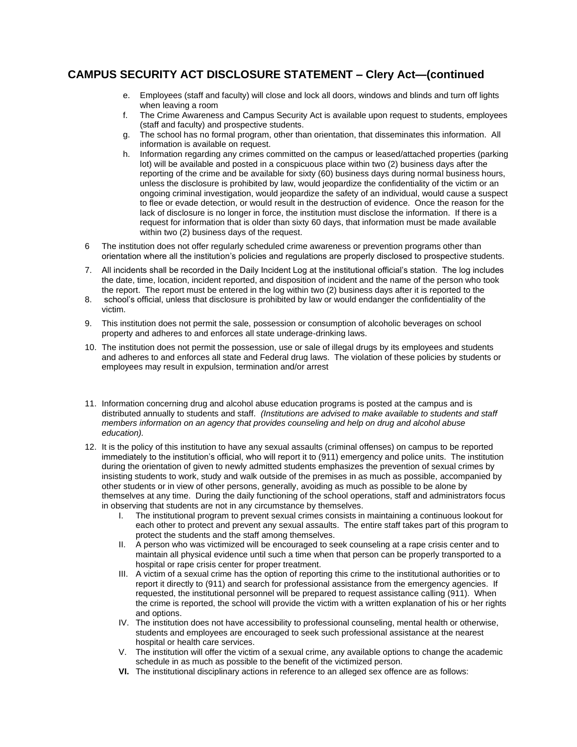## CAMPUS SECURITY ACT DISCLOSURE STATEMENT – Clery Act—(continued

e. Employees (staff and faculty) will close and lock all doors, windows and blinds and turn off lights when leaving a room

f. The Crime Awareness and Campus Security Act is available upon request to students, employees (staff and faculty) and prospective students.

g. The school has no formal program, other than orientation, that disseminates this information. All information is available on request.

h. Information regarding any crimes committed on the campus or leased/attached properties (parking lot) will be available and posted in a conspicuous place within two (2) business days after the reporting of the crime and be available for sixty (60) business days during normal business hours, unless the disclosure is prohibited by law, would jeopardize the confidentiality of the victim or an ongoing criminal investigation, would jeopardize the safety of an individual, would cause a suspect to flee or evade detection, or would result in the destruction of evidence. Once the reason for the lack of disclosure is no longer in force, the institution must disclose the information. If there is a request for information that is older than sixty 60 days, that information must be made available within two (2) business days of the request.

6 The institution does not offer regularly scheduled crime awareness or prevention programs other than orientation where all the institution's policies and regulations are properly disclosed to prospective students.

7. All incidents shall be recorded in the Daily Incident Log at the institutional official's station. The log includes the date, time, location, incident reported, and disposition of incident and the name of the person who took the report. The report must be entered in the log within two (2) business days after it is reported to the

8. school's official, unless that disclosure is prohibited by law or would endanger the confidentiality of the victim.

9. This institution does not permit the sale, possession or consumption of alcoholic beverages on school property and adheres to and enforces all state underage-drinking laws.

10. The institution does not permit the possession, use or sale of illegal drugs by its employees and students and adheres to and enforces all state and Federal drug laws. The violation of these policies by students or employees may result in expulsion, termination and/or arrest

11. Information concerning drug and alcohol abuse education programs is posted at the campus and is distributed annually to students and staff. *(Institutions are advised to make available to students and staff members information on an agency that provides counseling and help on drug and alcohol abuse education).*

12. It is the policy of this institution to have any sexual assaults (criminal offenses) on campus to be reported immediately to the institution's official, who will report it to (911) emergency and police units. The institution during the orientation of given to newly admitted students emphasizes the prevention of sexual crimes by insisting students to work, study and walk outside of the premises in as much as possible, accompanied by other students or in view of other persons, generally, avoiding as much as possible to be alone by themselves at any time. During the daily functioning of the school operations, staff and administrators focus in observing that students are not in any circumstance by themselves.

    I. The institutional program to prevent sexual crimes consists in maintaining a continuous lookout for each other to protect and prevent any sexual assaults. The entire staff takes part of this program to protect the students and the staff among themselves.

    II. A person who was victimized will be encouraged to seek counseling at a rape crisis center and to maintain all physical evidence until such a time when that person can be properly transported to a hospital or rape crisis center for proper treatment.

    III. A victim of a sexual crime has the option of reporting this crime to the institutional authorities or to report it directly to (911) and search for professional assistance from the emergency agencies. If requested, the institutional personnel will be prepared to request assistance calling (911). When the crime is reported, the school will provide the victim with a written explanation of his or her rights and options.

    IV. The institution does not have accessibility to professional counseling, mental health or otherwise, students and employees are encouraged to seek such professional assistance at the nearest hospital or health care services.

    V. The institution will offer the victim of a sexual crime, any available options to change the academic schedule in as much as possible to the benefit of the victimized person.

    **VI.** The institutional disciplinary actions in reference to an alleged sex offence are as follows: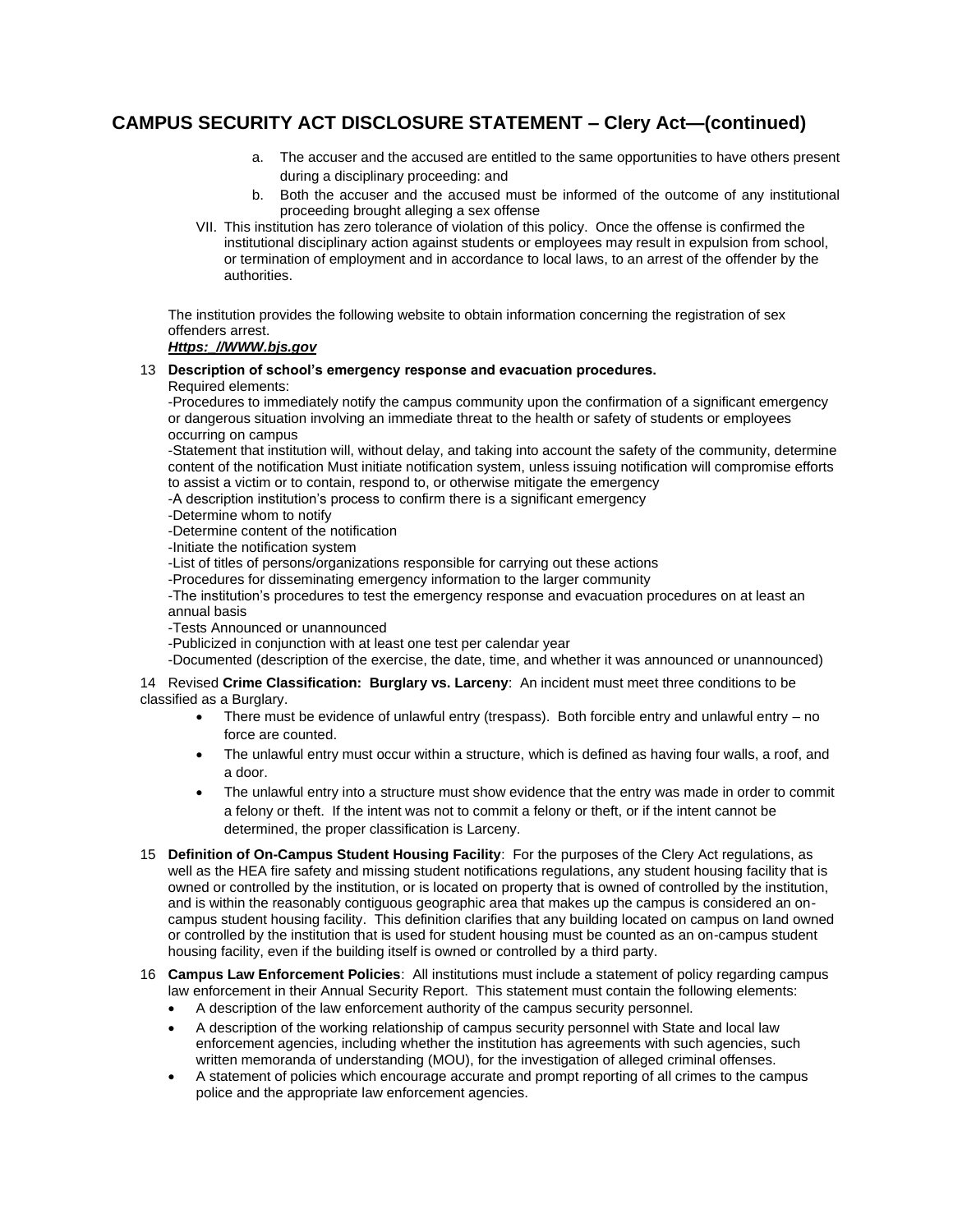## CAMPUS SECURITY ACT DISCLOSURE STATEMENT – Clery Act—(continued)

a. The accuser and the accused are entitled to the same opportunities to have others present during a disciplinary proceeding: and

b. Both the accuser and the accused must be informed of the outcome of any institutional proceeding brought alleging a sex offense

VII. This institution has zero tolerance of violation of this policy. Once the offense is confirmed the institutional disciplinary action against students or employees may result in expulsion from school, or termination of employment and in accordance to local laws, to an arrest of the offender by the authorities.

The institution provides the following website to obtain information concerning the registration of sex offenders arrest.

***Https: //WWW.bjs.gov***

13 **Description of school's emergency response and evacuation procedures.**

Required elements:

-Procedures to immediately notify the campus community upon the confirmation of a significant emergency or dangerous situation involving an immediate threat to the health or safety of students or employees occurring on campus

-Statement that institution will, without delay, and taking into account the safety of the community, determine content of the notification Must initiate notification system, unless issuing notification will compromise efforts to assist a victim or to contain, respond to, or otherwise mitigate the emergency

-A description institution's process to confirm there is a significant emergency

-Determine whom to notify

-Determine content of the notification

-Initiate the notification system

-List of titles of persons/organizations responsible for carrying out these actions

-Procedures for disseminating emergency information to the larger community

-The institution's procedures to test the emergency response and evacuation procedures on at least an annual basis

-Tests Announced or unannounced

-Publicized in conjunction with at least one test per calendar year

-Documented (description of the exercise, the date, time, and whether it was announced or unannounced)

14 Revised **Crime Classification: Burglary vs. Larceny**: An incident must meet three conditions to be classified as a Burglary.

- There must be evidence of unlawful entry (trespass). Both forcible entry and unlawful entry – no force are counted.
- The unlawful entry must occur within a structure, which is defined as having four walls, a roof, and a door.
- The unlawful entry into a structure must show evidence that the entry was made in order to commit a felony or theft. If the intent was not to commit a felony or theft, or if the intent cannot be determined, the proper classification is Larceny.

15 **Definition of On-Campus Student Housing Facility**: For the purposes of the Clery Act regulations, as well as the HEA fire safety and missing student notifications regulations, any student housing facility that is owned or controlled by the institution, or is located on property that is owned of controlled by the institution, and is within the reasonably contiguous geographic area that makes up the campus is considered an on-campus student housing facility. This definition clarifies that any building located on campus on land owned or controlled by the institution that is used for student housing must be counted as an on-campus student housing facility, even if the building itself is owned or controlled by a third party.

16 **Campus Law Enforcement Policies**: All institutions must include a statement of policy regarding campus law enforcement in their Annual Security Report. This statement must contain the following elements:

- A description of the law enforcement authority of the campus security personnel.
- A description of the working relationship of campus security personnel with State and local law enforcement agencies, including whether the institution has agreements with such agencies, such written memoranda of understanding (MOU), for the investigation of alleged criminal offenses.
- A statement of policies which encourage accurate and prompt reporting of all crimes to the campus police and the appropriate law enforcement agencies.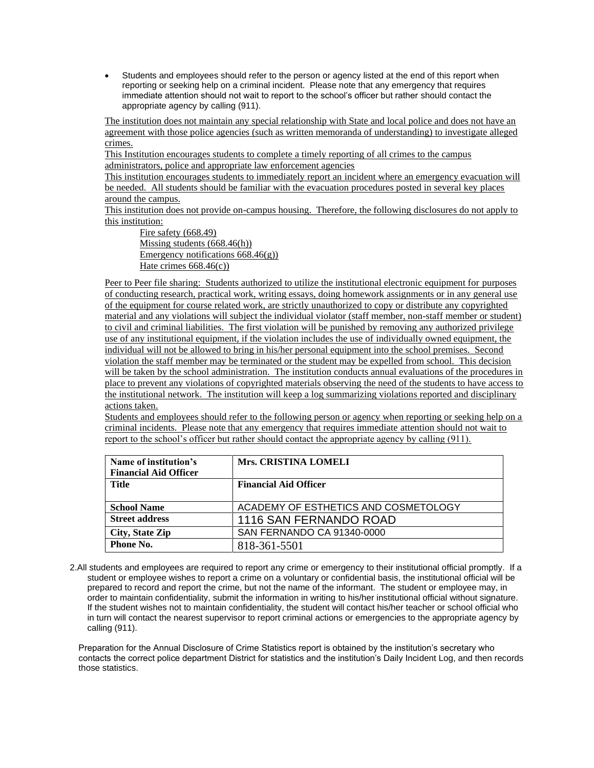- Students and employees should refer to the person or agency listed at the end of this report when reporting or seeking help on a criminal incident. Please note that any emergency that requires immediate attention should not wait to report to the school's officer but rather should contact the appropriate agency by calling (911).

The institution does not maintain any special relationship with State and local police and does not have an agreement with those police agencies (such as written memoranda of understanding) to investigate alleged crimes.

This Institution encourages students to complete a timely reporting of all crimes to the campus administrators, police and appropriate law enforcement agencies

This institution encourages students to immediately report an incident where an emergency evacuation will be needed. All students should be familiar with the evacuation procedures posted in several key places around the campus.

This institution does not provide on-campus housing. Therefore, the following disclosures do not apply to this institution:

Fire safety (668.49)
Missing students (668.46(h))
Emergency notifications 668.46(g))
Hate crimes 668.46(c))

Peer to Peer file sharing: Students authorized to utilize the institutional electronic equipment for purposes of conducting research, practical work, writing essays, doing homework assignments or in any general use of the equipment for course related work, are strictly unauthorized to copy or distribute any copyrighted material and any violations will subject the individual violator (staff member, non-staff member or student) to civil and criminal liabilities. The first violation will be punished by removing any authorized privilege use of any institutional equipment, if the violation includes the use of individually owned equipment, the individual will not be allowed to bring in his/her personal equipment into the school premises. Second violation the staff member may be terminated or the student may be expelled from school. This decision will be taken by the school administration. The institution conducts annual evaluations of the procedures in place to prevent any violations of copyrighted materials observing the need of the students to have access to the institutional network. The institution will keep a log summarizing violations reported and disciplinary actions taken.

Students and employees should refer to the following person or agency when reporting or seeking help on a criminal incidents. Please note that any emergency that requires immediate attention should not wait to report to the school's officer but rather should contact the appropriate agency by calling (911).

| **Name of institution's Financial Aid Officer** | **Mrs. CRISTINA LOMELI** |
|---|---|
| **Title** | **Financial Aid Officer** |
| **School Name** | ACADEMY OF ESTHETICS AND COSMETOLOGY |
| **Street address** | 1116 SAN FERNANDO ROAD |
| **City, State Zip** | SAN FERNANDO CA 91340-0000 |
| **Phone No.** | 818-361-5501 |

2. All students and employees are required to report any crime or emergency to their institutional official promptly. If a student or employee wishes to report a crime on a voluntary or confidential basis, the institutional official will be prepared to record and report the crime, but not the name of the informant. The student or employee may, in order to maintain confidentiality, submit the information in writing to his/her institutional official without signature. If the student wishes not to maintain confidentiality, the student will contact his/her teacher or school official who in turn will contact the nearest supervisor to report criminal actions or emergencies to the appropriate agency by calling (911).

Preparation for the Annual Disclosure of Crime Statistics report is obtained by the institution's secretary who contacts the correct police department District for statistics and the institution's Daily Incident Log, and then records those statistics.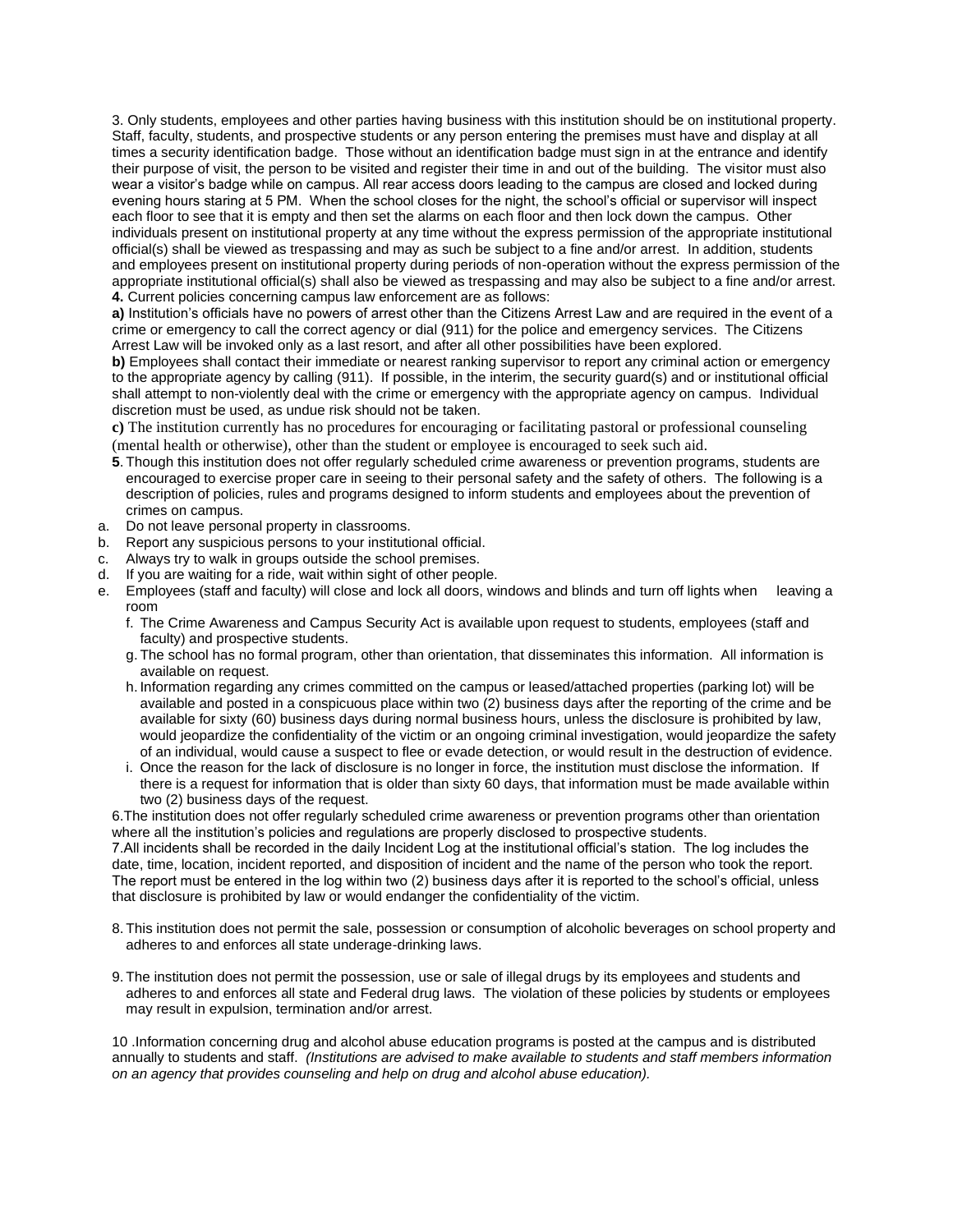3. Only students, employees and other parties having business with this institution should be on institutional property. Staff, faculty, students, and prospective students or any person entering the premises must have and display at all times a security identification badge. Those without an identification badge must sign in at the entrance and identify their purpose of visit, the person to be visited and register their time in and out of the building. The visitor must also wear a visitor's badge while on campus. All rear access doors leading to the campus are closed and locked during evening hours staring at 5 PM. When the school closes for the night, the school's official or supervisor will inspect each floor to see that it is empty and then set the alarms on each floor and then lock down the campus. Other individuals present on institutional property at any time without the express permission of the appropriate institutional official(s) shall be viewed as trespassing and may as such be subject to a fine and/or arrest. In addition, students and employees present on institutional property during periods of non-operation without the express permission of the appropriate institutional official(s) shall also be viewed as trespassing and may also be subject to a fine and/or arrest.

**4.** Current policies concerning campus law enforcement are as follows:

**a)** Institution's officials have no powers of arrest other than the Citizens Arrest Law and are required in the event of a crime or emergency to call the correct agency or dial (911) for the police and emergency services. The Citizens Arrest Law will be invoked only as a last resort, and after all other possibilities have been explored.

**b)** Employees shall contact their immediate or nearest ranking supervisor to report any criminal action or emergency to the appropriate agency by calling (911). If possible, in the interim, the security guard(s) and or institutional official shall attempt to non-violently deal with the crime or emergency with the appropriate agency on campus. Individual discretion must be used, as undue risk should not be taken.

**c)** The institution currently has no procedures for encouraging or facilitating pastoral or professional counseling (mental health or otherwise), other than the student or employee is encouraged to seek such aid.

**5**. Though this institution does not offer regularly scheduled crime awareness or prevention programs, students are encouraged to exercise proper care in seeing to their personal safety and the safety of others. The following is a description of policies, rules and programs designed to inform students and employees about the prevention of crimes on campus.

a. Do not leave personal property in classrooms.
b. Report any suspicious persons to your institutional official.
c. Always try to walk in groups outside the school premises.
d. If you are waiting for a ride, wait within sight of other people.
e. Employees (staff and faculty) will close and lock all doors, windows and blinds and turn off lights when leaving a room
f. The Crime Awareness and Campus Security Act is available upon request to students, employees (staff and faculty) and prospective students.
g. The school has no formal program, other than orientation, that disseminates this information. All information is available on request.
h. Information regarding any crimes committed on the campus or leased/attached properties (parking lot) will be available and posted in a conspicuous place within two (2) business days after the reporting of the crime and be available for sixty (60) business days during normal business hours, unless the disclosure is prohibited by law, would jeopardize the confidentiality of the victim or an ongoing criminal investigation, would jeopardize the safety of an individual, would cause a suspect to flee or evade detection, or would result in the destruction of evidence.
i. Once the reason for the lack of disclosure is no longer in force, the institution must disclose the information. If there is a request for information that is older than sixty 60 days, that information must be made available within two (2) business days of the request.

6.The institution does not offer regularly scheduled crime awareness or prevention programs other than orientation where all the institution's policies and regulations are properly disclosed to prospective students.

7.All incidents shall be recorded in the daily Incident Log at the institutional official's station. The log includes the date, time, location, incident reported, and disposition of incident and the name of the person who took the report. The report must be entered in the log within two (2) business days after it is reported to the school's official, unless that disclosure is prohibited by law or would endanger the confidentiality of the victim.

8. This institution does not permit the sale, possession or consumption of alcoholic beverages on school property and adheres to and enforces all state underage-drinking laws.

9. The institution does not permit the possession, use or sale of illegal drugs by its employees and students and adheres to and enforces all state and Federal drug laws. The violation of these policies by students or employees may result in expulsion, termination and/or arrest.

10 .Information concerning drug and alcohol abuse education programs is posted at the campus and is distributed annually to students and staff. *(Institutions are advised to make available to students and staff members information on an agency that provides counseling and help on drug and alcohol abuse education).*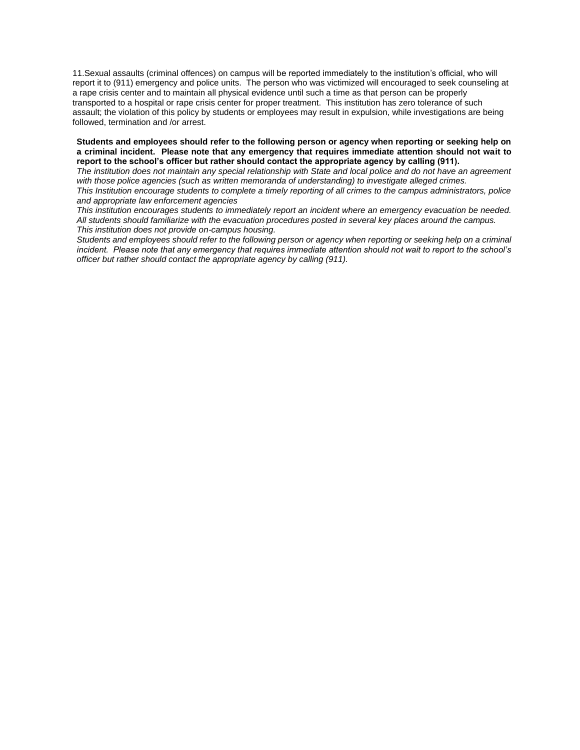11.Sexual assaults (criminal offences) on campus will be reported immediately to the institution's official, who will report it to (911) emergency and police units. The person who was victimized will encouraged to seek counseling at a rape crisis center and to maintain all physical evidence until such a time as that person can be properly transported to a hospital or rape crisis center for proper treatment. This institution has zero tolerance of such assault; the violation of this policy by students or employees may result in expulsion, while investigations are being followed, termination and /or arrest.

**Students and employees should refer to the following person or agency when reporting or seeking help on a criminal incident. Please note that any emergency that requires immediate attention should not wait to report to the school's officer but rather should contact the appropriate agency by calling (911).**

*The institution does not maintain any special relationship with State and local police and do not have an agreement with those police agencies (such as written memoranda of understanding) to investigate alleged crimes.*

*This Institution encourage students to complete a timely reporting of all crimes to the campus administrators, police and appropriate law enforcement agencies*

*This institution encourages students to immediately report an incident where an emergency evacuation be needed. All students should familiarize with the evacuation procedures posted in several key places around the campus.*

*This institution does not provide on-campus housing.*

*Students and employees should refer to the following person or agency when reporting or seeking help on a criminal incident. Please note that any emergency that requires immediate attention should not wait to report to the school's officer but rather should contact the appropriate agency by calling (911).*